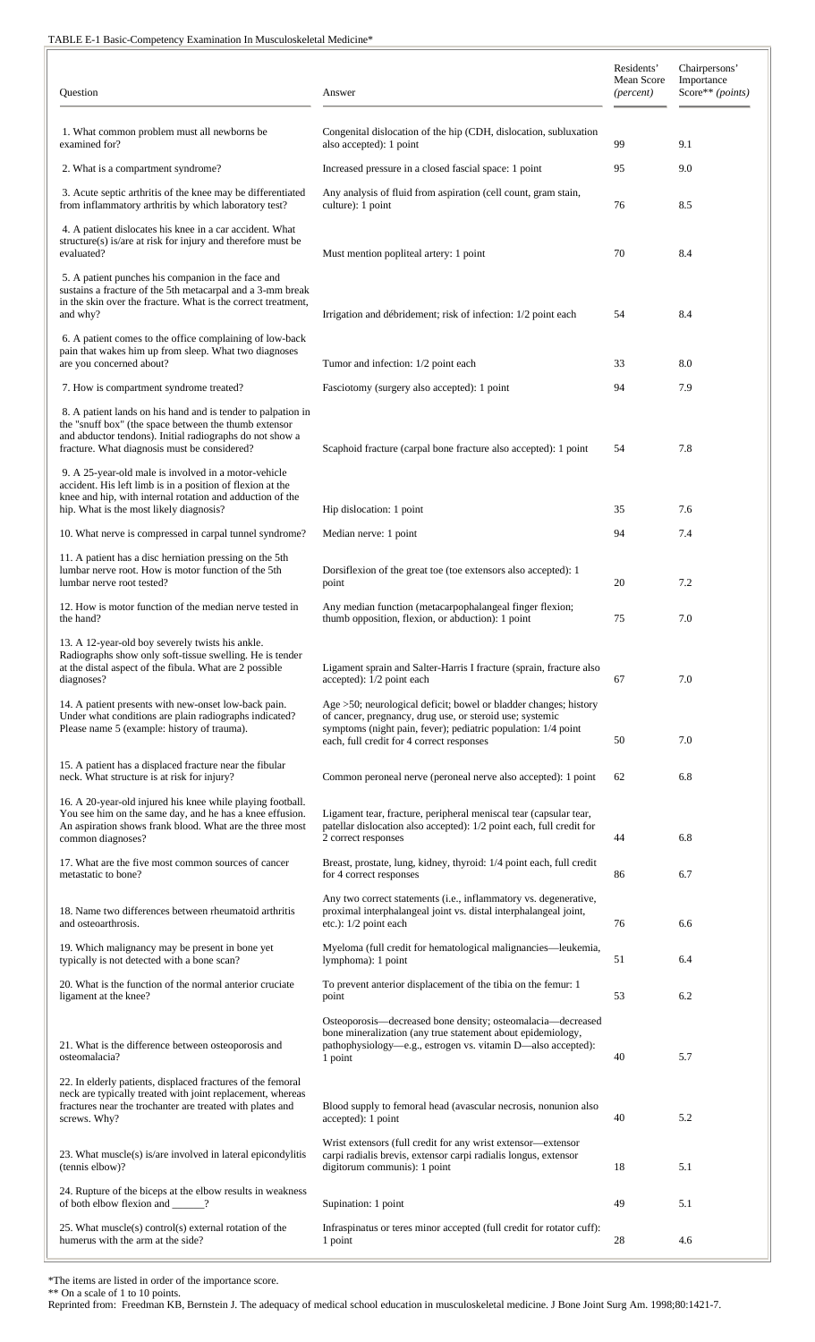TABLE E-1 Basic-Competency Examination In Musculoskeletal Medicine*

| Question | Answer | Residents' Mean Score *(percent)* | Chairpersons' Importance Score** *(points)* |
|---|---|---|---|
| 1. What common problem must all newborns be examined for? | Congenital dislocation of the hip (CDH, dislocation, subluxation also accepted): 1 point | 99 | 9.1 |
| 2. What is a compartment syndrome? | Increased pressure in a closed fascial space: 1 point | 95 | 9.0 |
| 3. Acute septic arthritis of the knee may be differentiated from inflammatory arthritis by which laboratory test? | Any analysis of fluid from aspiration (cell count, gram stain, culture): 1 point | 76 | 8.5 |
| 4. A patient dislocates his knee in a car accident. What structure(s) is/are at risk for injury and therefore must be evaluated? | Must mention popliteal artery: 1 point | 70 | 8.4 |
| 5. A patient punches his companion in the face and sustains a fracture of the 5th metacarpal and a 3-mm break in the skin over the fracture. What is the correct treatment, and why? | Irrigation and débridement; risk of infection: 1/2 point each | 54 | 8.4 |
| 6. A patient comes to the office complaining of low-back pain that wakes him up from sleep. What two diagnoses are you concerned about? | Tumor and infection: 1/2 point each | 33 | 8.0 |
| 7. How is compartment syndrome treated? | Fasciotomy (surgery also accepted): 1 point | 94 | 7.9 |
| 8. A patient lands on his hand and is tender to palpation in the "snuff box" (the space between the thumb extensor and abductor tendons). Initial radiographs do not show a fracture. What diagnosis must be considered? | Scaphoid fracture (carpal bone fracture also accepted): 1 point | 54 | 7.8 |
| 9. A 25-year-old male is involved in a motor-vehicle accident. His left limb is in a position of flexion at the knee and hip, with internal rotation and adduction of the hip. What is the most likely diagnosis? | Hip dislocation: 1 point | 35 | 7.6 |
| 10. What nerve is compressed in carpal tunnel syndrome? | Median nerve: 1 point | 94 | 7.4 |
| 11. A patient has a disc herniation pressing on the 5th lumbar nerve root. How is motor function of the 5th lumbar nerve root tested? | Dorsiflexion of the great toe (toe extensors also accepted): 1 point | 20 | 7.2 |
| 12. How is motor function of the median nerve tested in the hand? | Any median function (metacarpophalangeal finger flexion; thumb opposition, flexion, or abduction): 1 point | 75 | 7.0 |
| 13. A 12-year-old boy severely twists his ankle. Radiographs show only soft-tissue swelling. He is tender at the distal aspect of the fibula. What are 2 possible diagnoses? | Ligament sprain and Salter-Harris I fracture (sprain, fracture also accepted): 1/2 point each | 67 | 7.0 |
| 14. A patient presents with new-onset low-back pain. Under what conditions are plain radiographs indicated? Please name 5 (example: history of trauma). | Age >50; neurological deficit; bowel or bladder changes; history of cancer, pregnancy, drug use, or steroid use; systemic symptoms (night pain, fever); pediatric population: 1/4 point each, full credit for 4 correct responses | 50 | 7.0 |
| 15. A patient has a displaced fracture near the fibular neck. What structure is at risk for injury? | Common peroneal nerve (peroneal nerve also accepted): 1 point | 62 | 6.8 |
| 16. A 20-year-old injured his knee while playing football. You see him on the same day, and he has a knee effusion. An aspiration shows frank blood. What are the three most common diagnoses? | Ligament tear, fracture, peripheral meniscal tear (capsular tear, patellar dislocation also accepted): 1/2 point each, full credit for 2 correct responses | 44 | 6.8 |
| 17. What are the five most common sources of cancer metastatic to bone? | Breast, prostate, lung, kidney, thyroid: 1/4 point each, full credit for 4 correct responses | 86 | 6.7 |
| 18. Name two differences between rheumatoid arthritis and osteoarthrosis. | Any two correct statements (i.e., inflammatory vs. degenerative, proximal interphalangeal joint vs. distal interphalangeal joint, etc.): 1/2 point each | 76 | 6.6 |
| 19. Which malignancy may be present in bone yet typically is not detected with a bone scan? | Myeloma (full credit for hematological malignancies—leukemia, lymphoma): 1 point | 51 | 6.4 |
| 20. What is the function of the normal anterior cruciate ligament at the knee? | To prevent anterior displacement of the tibia on the femur: 1 point | 53 | 6.2 |
| 21. What is the difference between osteoporosis and osteomalacia? | Osteoporosis—decreased bone density; osteomalacia—decreased bone mineralization (any true statement about epidemiology, pathophysiology—e.g., estrogen vs. vitamin D—also accepted): 1 point | 40 | 5.7 |
| 22. In elderly patients, displaced fractures of the femoral neck are typically treated with joint replacement, whereas fractures near the trochanter are treated with plates and screws. Why? | Blood supply to femoral head (avascular necrosis, nonunion also accepted): 1 point | 40 | 5.2 |
| 23. What muscle(s) is/are involved in lateral epicondylitis (tennis elbow)? | Wrist extensors (full credit for any wrist extensor—extensor carpi radialis brevis, extensor carpi radialis longus, extensor digitorum communis): 1 point | 18 | 5.1 |
| 24. Rupture of the biceps at the elbow results in weakness of both elbow flexion and ______? | Supination: 1 point | 49 | 5.1 |
| 25. What muscle(s) control(s) external rotation of the humerus with the arm at the side? | Infraspinatus or teres minor accepted (full credit for rotator cuff): 1 point | 28 | 4.6 |

*The items are listed in order of the importance score.

** On a scale of 1 to 10 points.

Reprinted from: Freedman KB, Bernstein J. The adequacy of medical school education in musculoskeletal medicine. J Bone Joint Surg Am. 1998;80:1421-7.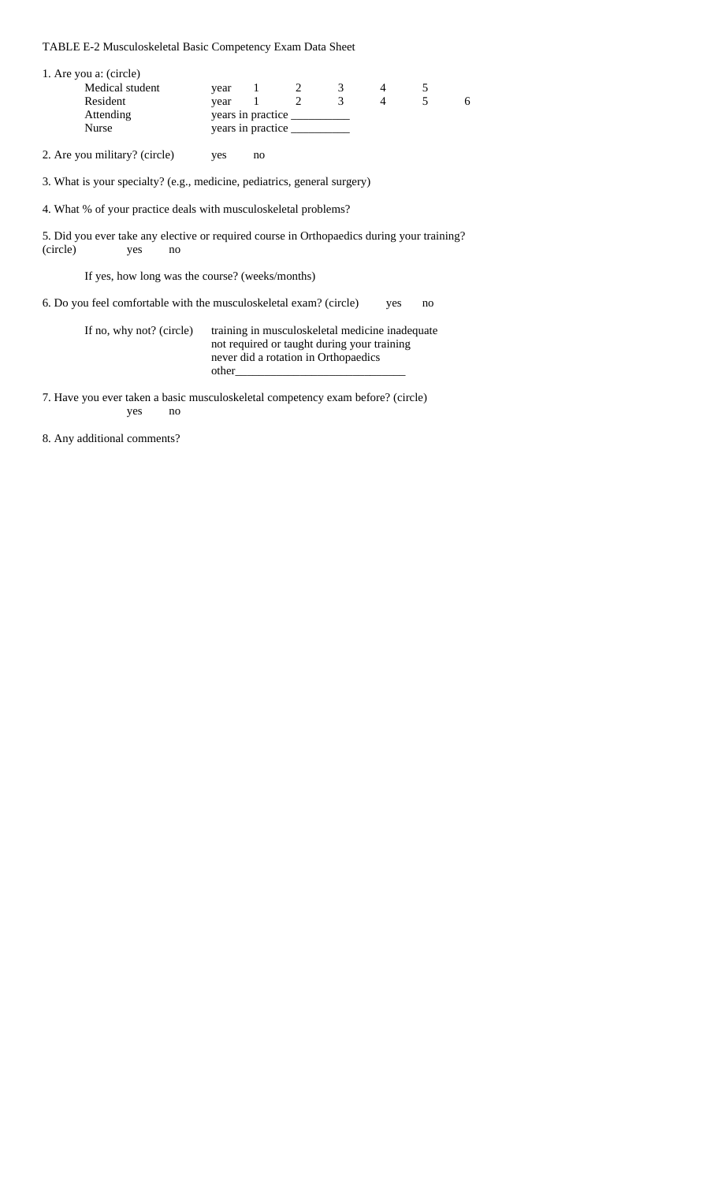TABLE E-2 Musculoskeletal Basic Competency Exam Data Sheet

1. Are you a: (circle)

| | | | | | | | |
|---|---|---|---|---|---|---|---|
| Medical student | year | 1 | 2 | 3 | 4 | 5 | |
| Resident | year | 1 | 2 | 3 | 4 | 5 | 6 |
| Attending | years in practice __________ | | | | | | |
| Nurse | years in practice __________ | | | | | | |

2. Are you military? (circle) yes no

3. What is your specialty? (e.g., medicine, pediatrics, general surgery)

4. What % of your practice deals with musculoskeletal problems?

5. Did you ever take any elective or required course in Orthopaedics during your training? (circle) yes no

   If yes, how long was the course? (weeks/months)

6. Do you feel comfortable with the musculoskeletal exam? (circle) yes no

   If no, why not? (circle)
   - training in musculoskeletal medicine inadequate
   - not required or taught during your training
   - never did a rotation in Orthopaedics
   - other_____________________________

7. Have you ever taken a basic musculoskeletal competency exam before? (circle)
   yes no

8. Any additional comments?